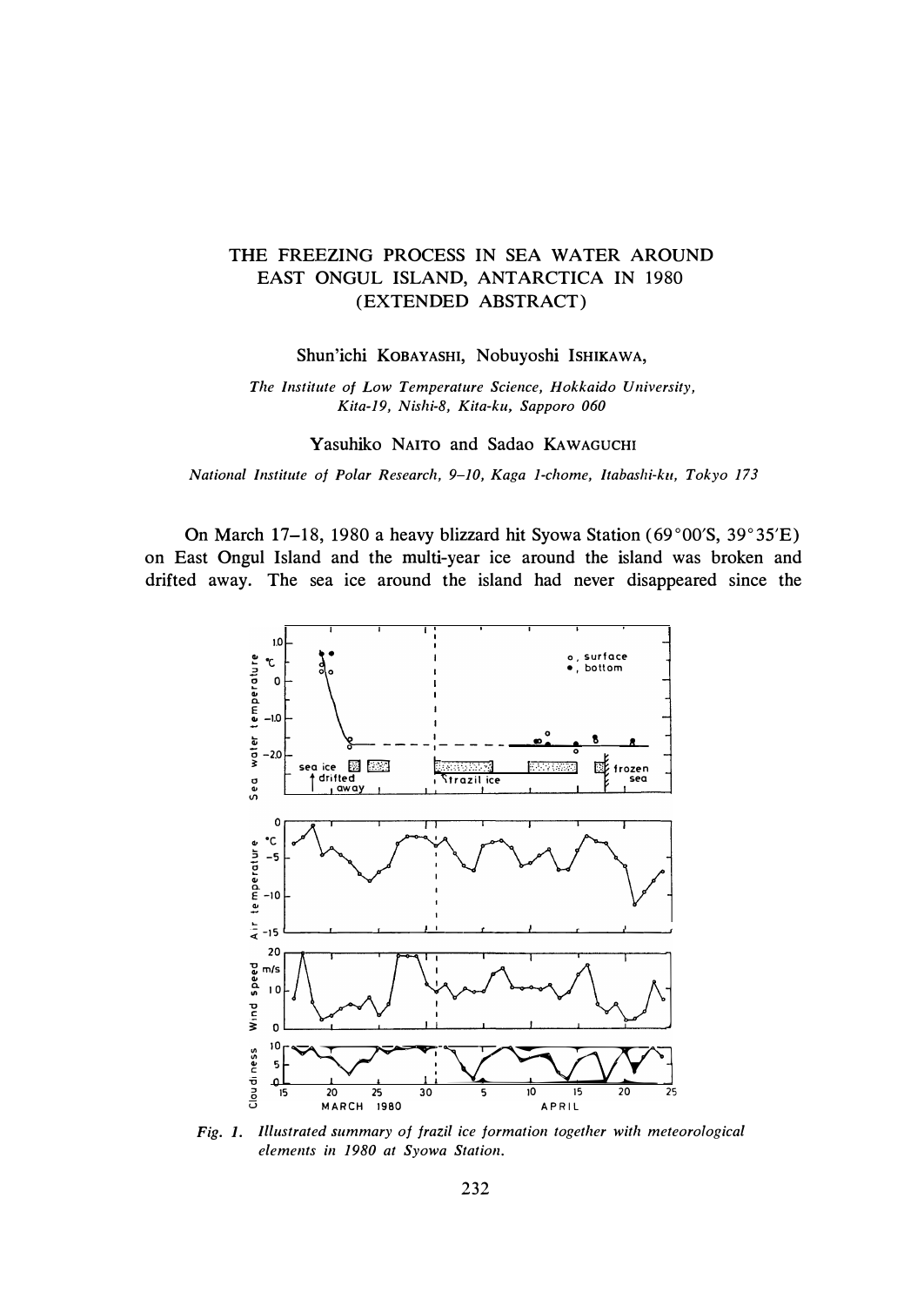# THE FREEZING PROCESS IN SEA WATER AROUND EAST ONGUL ISLAND, ANTARCTICA IN 1980 (EXTENDED ABSTRACT)

Shun'ichi KOBAYASHI, Nobuyoshi ISHIKAWA,

*The Institute of Low Temperature Science, Hokkaido University, Kita-19, Nishi-8, Kita-ku, Sapporo 060*

Yasuhiko NAITO and Sadao KAWAGUCHI

*National Institute of Polar Research, 9–10, Kaga 1-chome, Itabashi-ku, Tokyo 173*

On March 17–18, 1980 a heavy blizzard hit Syowa Station (69°00'S, 39°35'E) on East Ongul Island and the multi-year ice around the island was broken and drifted away. The sea ice around the island had never disappeared since the

*Fig. 1. Illustrated summary of frazil ice formation together with meteorological elements in 1980 at Syowa Station.*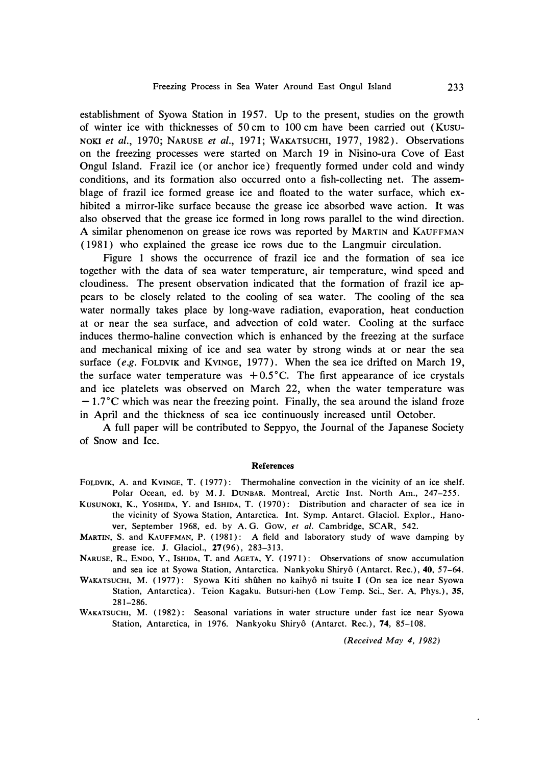establishment of Syowa Station in 1957. Up to the present, studies on the growth of winter ice with thicknesses of 50 cm to 100 cm have been carried out (KUSUNOKI *et al.*, 1970; NARUSE *et al.*, 1971; WAKATSUCHI, 1977, 1982). Observations on the freezing processes were started on March 19 in Nisino-ura Cove of East Ongul Island. Frazil ice (or anchor ice) frequently formed under cold and windy conditions, and its formation also occurred onto a fish-collecting net. The assemblage of frazil ice formed grease ice and floated to the water surface, which exhibited a mirror-like surface because the grease ice absorbed wave action. It was also observed that the grease ice formed in long rows parallel to the wind direction. A similar phenomenon on grease ice rows was reported by MARTIN and KAUFFMAN (1981) who explained the grease ice rows due to the Langmuir circulation.

Figure 1 shows the occurrence of frazil ice and the formation of sea ice together with the data of sea water temperature, air temperature, wind speed and cloudiness. The present observation indicated that the formation of frazil ice appears to be closely related to the cooling of sea water. The cooling of the sea water normally takes place by long-wave radiation, evaporation, heat conduction at or near the sea surface, and advection of cold water. Cooling at the surface induces thermo-haline convection which is enhanced by the freezing at the surface and mechanical mixing of ice and sea water by strong winds at or near the sea surface (*e.g.* FOLDVIK and KVINGE, 1977). When the sea ice drifted on March 19, the surface water temperature was $+0.5°C$. The first appearance of ice crystals and ice platelets was observed on March 22, when the water temperature was $-1.7°C$ which was near the freezing point. Finally, the sea around the island froze in April and the thickness of sea ice continuously increased until October.

A full paper will be contributed to Seppyo, the Journal of the Japanese Society of Snow and Ice.

### References

FOLDVIK, A. and KVINGE, T. (1977): Thermohaline convection in the vicinity of an ice shelf. Polar Ocean, ed. by M. J. DUNBAR. Montreal, Arctic Inst. North Am., 247–255.

KUSUNOKI, K., YOSHIDA, Y. and ISHIDA, T. (1970): Distribution and character of sea ice in the vicinity of Syowa Station, Antarctica. Int. Symp. Antarct. Glaciol. Explor., Hanover, September 1968, ed. by A. G. GOW, *et al.* Cambridge, SCAR, 542.

MARTIN, S. and KAUFFMAN, P. (1981): A field and laboratory study of wave damping by grease ice. J. Glaciol., **27**(96), 283–313.

NARUSE, R., ENDO, Y., ISHIDA, T. and AGETA, Y. (1971): Observations of snow accumulation and sea ice at Syowa Station, Antarctica. Nankyoku Shiryô (Antarct. Rec.), **40**, 57–64.

WAKATSUCHI, M. (1977): Syowa Kiti shûhen no kaihyô ni tsuite I (On sea ice near Syowa Station, Antarctica). Teion Kagaku, Butsuri-hen (Low Temp. Sci., Ser. A, Phys.), **35**, 281–286.

WAKATSUCHI, M. (1982): Seasonal variations in water structure under fast ice near Syowa Station, Antarctica, in 1976. Nankyoku Shiryô (Antarct. Rec.), **74**, 85–108.

*(Received May 4, 1982)*